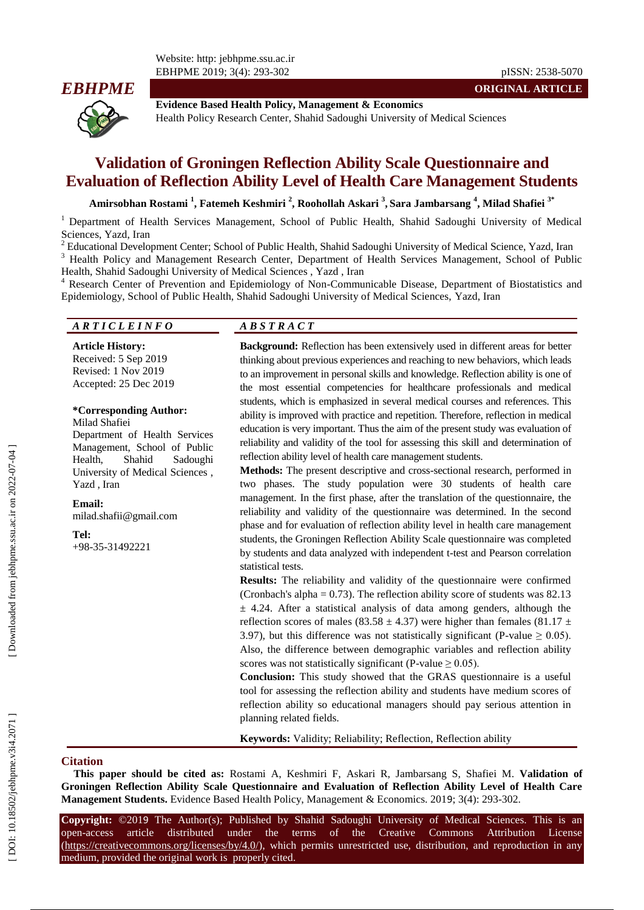ORIGINAL ARTICLE

Evidence Based Health Policy, Management & Economics
Health Policy Research Center, Shahid Sadoughi University of Medical Sciences

# Validation of Groningen Reflection Ability Scale Questionnaire and Evaluation of Reflection Ability Level of Health Care Management Students

**Amirsobhan Rostami [1], Fatemeh Keshmiri [2], Roohollah Askari [3], Sara Jambarsang [4], Milad Shafiei [3*]**

[1] Department of Health Services Management, School of Public Health, Shahid Sadoughi University of Medical Sciences, Yazd, Iran

[2] Educational Development Center; School of Public Health, Shahid Sadoughi University of Medical Science, Yazd, Iran

[3] Health Policy and Management Research Center, Department of Health Services Management, School of Public Health, Shahid Sadoughi University of Medical Sciences , Yazd , Iran

[4] Research Center of Prevention and Epidemiology of Non-Communicable Disease, Department of Biostatistics and Epidemiology, School of Public Health, Shahid Sadoughi University of Medical Sciences, Yazd, Iran

## ARTICLE INFO

**Article History:**
Received: 5 Sep 2019
Revised: 1 Nov 2019
Accepted: 25 Dec 2019

**\*Corresponding Author:**
Milad Shafiei
Department of Health Services Management, School of Public Health, Shahid Sadoughi University of Medical Sciences , Yazd , Iran

**Email:**
milad.shafii@gmail.com

**Tel:**
+98-35-31492221

## ABSTRACT

**Background:** Reflection has been extensively used in different areas for better thinking about previous experiences and reaching to new behaviors, which leads to an improvement in personal skills and knowledge. Reflection ability is one of the most essential competencies for healthcare professionals and medical students, which is emphasized in several medical courses and references. This ability is improved with practice and repetition. Therefore, reflection in medical education is very important. Thus the aim of the present study was evaluation of reliability and validity of the tool for assessing this skill and determination of reflection ability level of health care management students.

**Methods:** The present descriptive and cross-sectional research, performed in two phases. The study population were 30 students of health care management. In the first phase, after the translation of the questionnaire, the reliability and validity of the questionnaire was determined. In the second phase and for evaluation of reflection ability level in health care management students, the Groningen Reflection Ability Scale questionnaire was completed by students and data analyzed with independent t-test and Pearson correlation statistical tests.

**Results:** The reliability and validity of the questionnaire were confirmed (Cronbach's alpha = 0.73). The reflection ability score of students was 82.13 ± 4.24. After a statistical analysis of data among genders, although the reflection scores of males (83.58 ± 4.37) were higher than females (81.17 ± 3.97), but this difference was not statistically significant (P-value ≥ 0.05). Also, the difference between demographic variables and reflection ability scores was not statistically significant (P-value ≥ 0.05).

**Conclusion:** This study showed that the GRAS questionnaire is a useful tool for assessing the reflection ability and students have medium scores of reflection ability so educational managers should pay serious attention in planning related fields.

**Keywords:** Validity; Reliability; Reflection, Reflection ability

## Citation

**This paper should be cited as:** Rostami A, Keshmiri F, Askari R, Jambarsang S, Shafiei M. **Validation of Groningen Reflection Ability Scale Questionnaire and Evaluation of Reflection Ability Level of Health Care Management Students.** Evidence Based Health Policy, Management & Economics. 2019; 3(4): 293-302.

**Copyright:** ©2019 The Author(s); Published by Shahid Sadoughi University of Medical Sciences. This is an open-access article distributed under the terms of the Creative Commons Attribution License (https://creativecommons.org/licenses/by/4.0/), which permits unrestricted use, distribution, and reproduction in any medium, provided the original work is properly cited.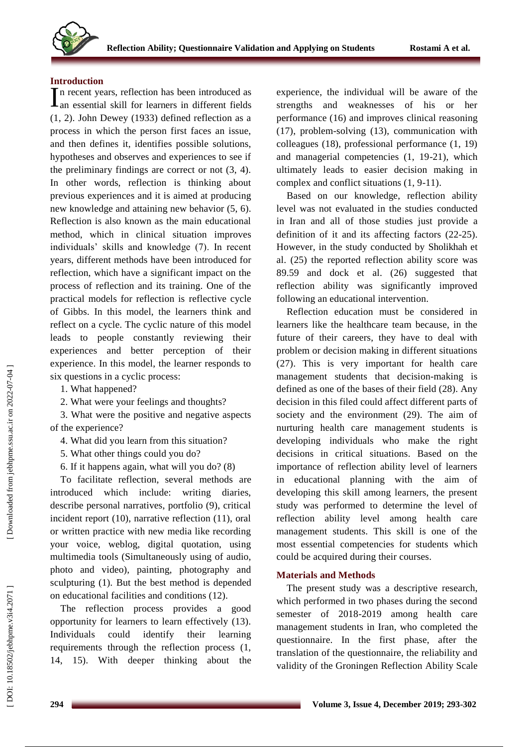## Introduction

In recent years, reflection has been introduced as an essential skill for learners in different fields (1, 2). John Dewey (1933) defined reflection as a process in which the person first faces an issue, and then defines it, identifies possible solutions, hypotheses and observes and experiences to see if the preliminary findings are correct or not (3, 4). In other words, reflection is thinking about previous experiences and it is aimed at producing new knowledge and attaining new behavior (5, 6). Reflection is also known as the main educational method, which in clinical situation improves individuals' skills and knowledge (7). In recent years, different methods have been introduced for reflection, which have a significant impact on the process of reflection and its training. One of the practical models for reflection is reflective cycle of Gibbs. In this model, the learners think and reflect on a cycle. The cyclic nature of this model leads to people constantly reviewing their experiences and better perception of their experience. In this model, the learner responds to six questions in a cyclic process:

1. What happened?
2. What were your feelings and thoughts?
3. What were the positive and negative aspects of the experience?
4. What did you learn from this situation?
5. What other things could you do?
6. If it happens again, what will you do? (8)

To facilitate reflection, several methods are introduced which include: writing diaries, describe personal narratives, portfolio (9), critical incident report (10), narrative reflection (11), oral or written practice with new media like recording your voice, weblog, digital quotation, using multimedia tools (Simultaneously using of audio, photo and video), painting, photography and sculpturing (1). But the best method is depended on educational facilities and conditions (12).

The reflection process provides a good opportunity for learners to learn effectively (13). Individuals could identify their learning requirements through the reflection process (1, 14, 15). With deeper thinking about the experience, the individual will be aware of the strengths and weaknesses of his or her performance (16) and improves clinical reasoning (17), problem-solving (13), communication with colleagues (18), professional performance (1, 19) and managerial competencies (1, 19-21), which ultimately leads to easier decision making in complex and conflict situations (1, 9-11).

Based on our knowledge, reflection ability level was not evaluated in the studies conducted in Iran and all of those studies just provide a definition of it and its affecting factors (22-25). However, in the study conducted by Sholikhah et al. (25) the reported reflection ability score was 89.59 and dock et al. (26) suggested that reflection ability was significantly improved following an educational intervention.

Reflection education must be considered in learners like the healthcare team because, in the future of their careers, they have to deal with problem or decision making in different situations (27). This is very important for health care management students that decision-making is defined as one of the bases of their field (28). Any decision in this filed could affect different parts of society and the environment (29). The aim of nurturing health care management students is developing individuals who make the right decisions in critical situations. Based on the importance of reflection ability level of learners in educational planning with the aim of developing this skill among learners, the present study was performed to determine the level of reflection ability level among health care management students. This skill is one of the most essential competencies for students which could be acquired during their courses.

## Materials and Methods

The present study was a descriptive research, which performed in two phases during the second semester of 2018-2019 among health care management students in Iran, who completed the questionnaire. In the first phase, after the translation of the questionnaire, the reliability and validity of the Groningen Reflection Ability Scale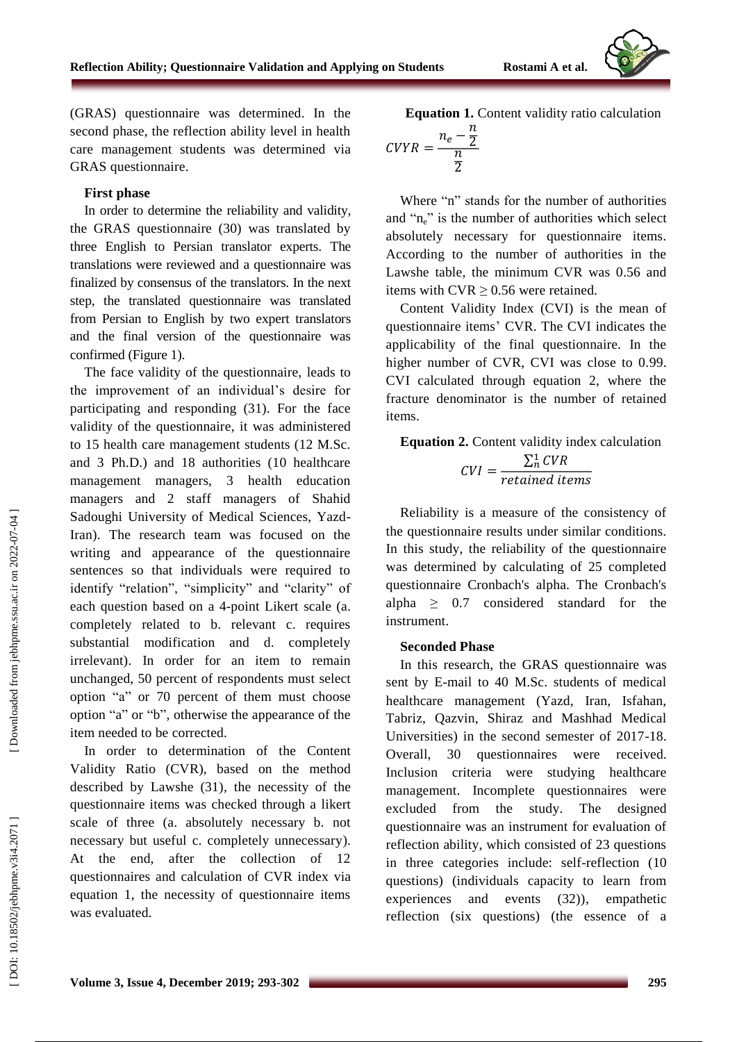(GRAS) questionnaire was determined. In the second phase, the reflection ability level in health care management students was determined via GRAS questionnaire.

### First phase

In order to determine the reliability and validity, the GRAS questionnaire (30) was translated by three English to Persian translator experts. The translations were reviewed and a questionnaire was finalized by consensus of the translators. In the next step, the translated questionnaire was translated from Persian to English by two expert translators and the final version of the questionnaire was confirmed (Figure 1).

The face validity of the questionnaire, leads to the improvement of an individual's desire for participating and responding (31). For the face validity of the questionnaire, it was administered to 15 health care management students (12 M.Sc. and 3 Ph.D.) and 18 authorities (10 healthcare management managers, 3 health education managers and 2 staff managers of Shahid Sadoughi University of Medical Sciences, Yazd-Iran). The research team was focused on the writing and appearance of the questionnaire sentences so that individuals were required to identify "relation", "simplicity" and "clarity" of each question based on a 4-point Likert scale (a. completely related to b. relevant c. requires substantial modification and d. completely irrelevant). In order for an item to remain unchanged, 50 percent of respondents must select option "a" or 70 percent of them must choose option "a" or "b", otherwise the appearance of the item needed to be corrected.

In order to determination of the Content Validity Ratio (CVR), based on the method described by Lawshe (31), the necessity of the questionnaire items was checked through a likert scale of three (a. absolutely necessary b. not necessary but useful c. completely unnecessary). At the end, after the collection of 12 questionnaires and calculation of CVR index via equation 1, the necessity of questionnaire items was evaluated.

**Equation 1.** Content validity ratio calculation

$$CVYR = \frac{n_e - \frac{n}{2}}{\frac{n}{2}}$$

Where "n" stands for the number of authorities and "$n_e$" is the number of authorities which select absolutely necessary for questionnaire items. According to the number of authorities in the Lawshe table, the minimum CVR was 0.56 and items with CVR $\geq$ 0.56 were retained.

Content Validity Index (CVI) is the mean of questionnaire items' CVR. The CVI indicates the applicability of the final questionnaire. In the higher number of CVR, CVI was close to 0.99. CVI calculated through equation 2, where the fracture denominator is the number of retained items.

**Equation 2.** Content validity index calculation

$$CVI = \frac{\sum_n^1 CVR}{retained\ items}$$

Reliability is a measure of the consistency of the questionnaire results under similar conditions. In this study, the reliability of the questionnaire was determined by calculating of 25 completed questionnaire Cronbach's alpha. The Cronbach's alpha $\geq$ 0.7 considered standard for the instrument.

### Seconded Phase

In this research, the GRAS questionnaire was sent by E-mail to 40 M.Sc. students of medical healthcare management (Yazd, Iran, Isfahan, Tabriz, Qazvin, Shiraz and Mashhad Medical Universities) in the second semester of 2017-18. Overall, 30 questionnaires were received. Inclusion criteria were studying healthcare management. Incomplete questionnaires were excluded from the study. The designed questionnaire was an instrument for evaluation of reflection ability, which consisted of 23 questions in three categories include: self-reflection (10 questions) (individuals capacity to learn from experiences and events (32)), empathetic reflection (six questions) (the essence of a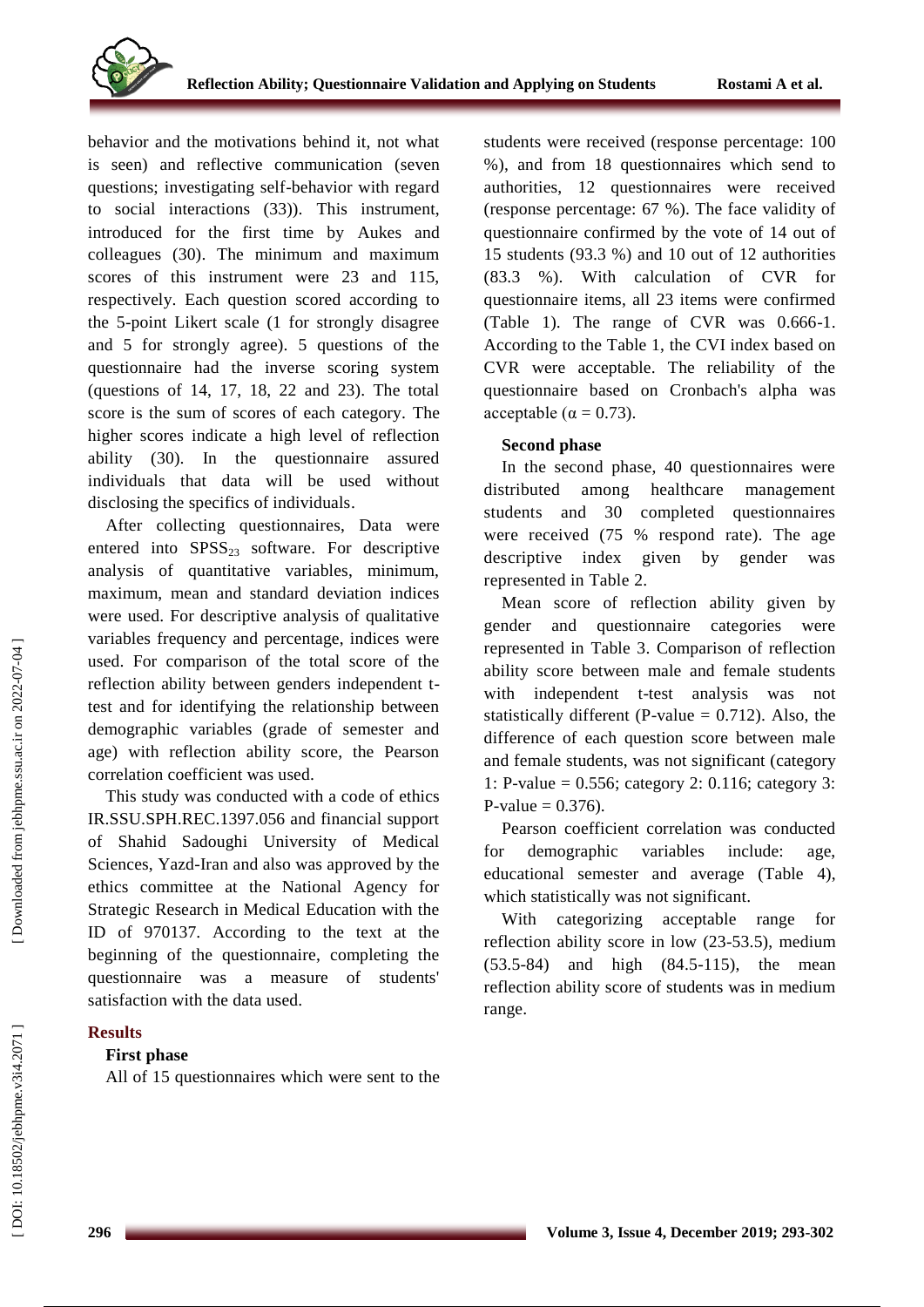behavior and the motivations behind it, not what is seen) and reflective communication (seven questions; investigating self-behavior with regard to social interactions (33)). This instrument, introduced for the first time by Aukes and colleagues (30). The minimum and maximum scores of this instrument were 23 and 115, respectively. Each question scored according to the 5-point Likert scale (1 for strongly disagree and 5 for strongly agree). 5 questions of the questionnaire had the inverse scoring system (questions of 14, 17, 18, 22 and 23). The total score is the sum of scores of each category. The higher scores indicate a high level of reflection ability (30). In the questionnaire assured individuals that data will be used without disclosing the specifics of individuals.

After collecting questionnaires, Data were entered into $SPSS_{23}$ software. For descriptive analysis of quantitative variables, minimum, maximum, mean and standard deviation indices were used. For descriptive analysis of qualitative variables frequency and percentage, indices were used. For comparison of the total score of the reflection ability between genders independent t-test and for identifying the relationship between demographic variables (grade of semester and age) with reflection ability score, the Pearson correlation coefficient was used.

This study was conducted with a code of ethics IR.SSU.SPH.REC.1397.056 and financial support of Shahid Sadoughi University of Medical Sciences, Yazd-Iran and also was approved by the ethics committee at the National Agency for Strategic Research in Medical Education with the ID of 970137. According to the text at the beginning of the questionnaire, completing the questionnaire was a measure of students' satisfaction with the data used.

## Results

### First phase

All of 15 questionnaires which were sent to the students were received (response percentage: 100 %), and from 18 questionnaires which send to authorities, 12 questionnaires were received (response percentage: 67 %). The face validity of questionnaire confirmed by the vote of 14 out of 15 students (93.3 %) and 10 out of 12 authorities (83.3 %). With calculation of CVR for questionnaire items, all 23 items were confirmed (Table 1). The range of CVR was 0.666-1. According to the Table 1, the CVI index based on CVR were acceptable. The reliability of the questionnaire based on Cronbach's alpha was acceptable ($\alpha = 0.73$).

### Second phase

In the second phase, 40 questionnaires were distributed among healthcare management students and 30 completed questionnaires were received (75 % respond rate). The age descriptive index given by gender was represented in Table 2.

Mean score of reflection ability given by gender and questionnaire categories were represented in Table 3. Comparison of reflection ability score between male and female students with independent t-test analysis was not statistically different (P-value = 0.712). Also, the difference of each question score between male and female students, was not significant (category 1: P-value = 0.556; category 2: 0.116; category 3: P-value = 0.376).

Pearson coefficient correlation was conducted for demographic variables include: age, educational semester and average (Table 4), which statistically was not significant.

With categorizing acceptable range for reflection ability score in low (23-53.5), medium (53.5-84) and high (84.5-115), the mean reflection ability score of students was in medium range.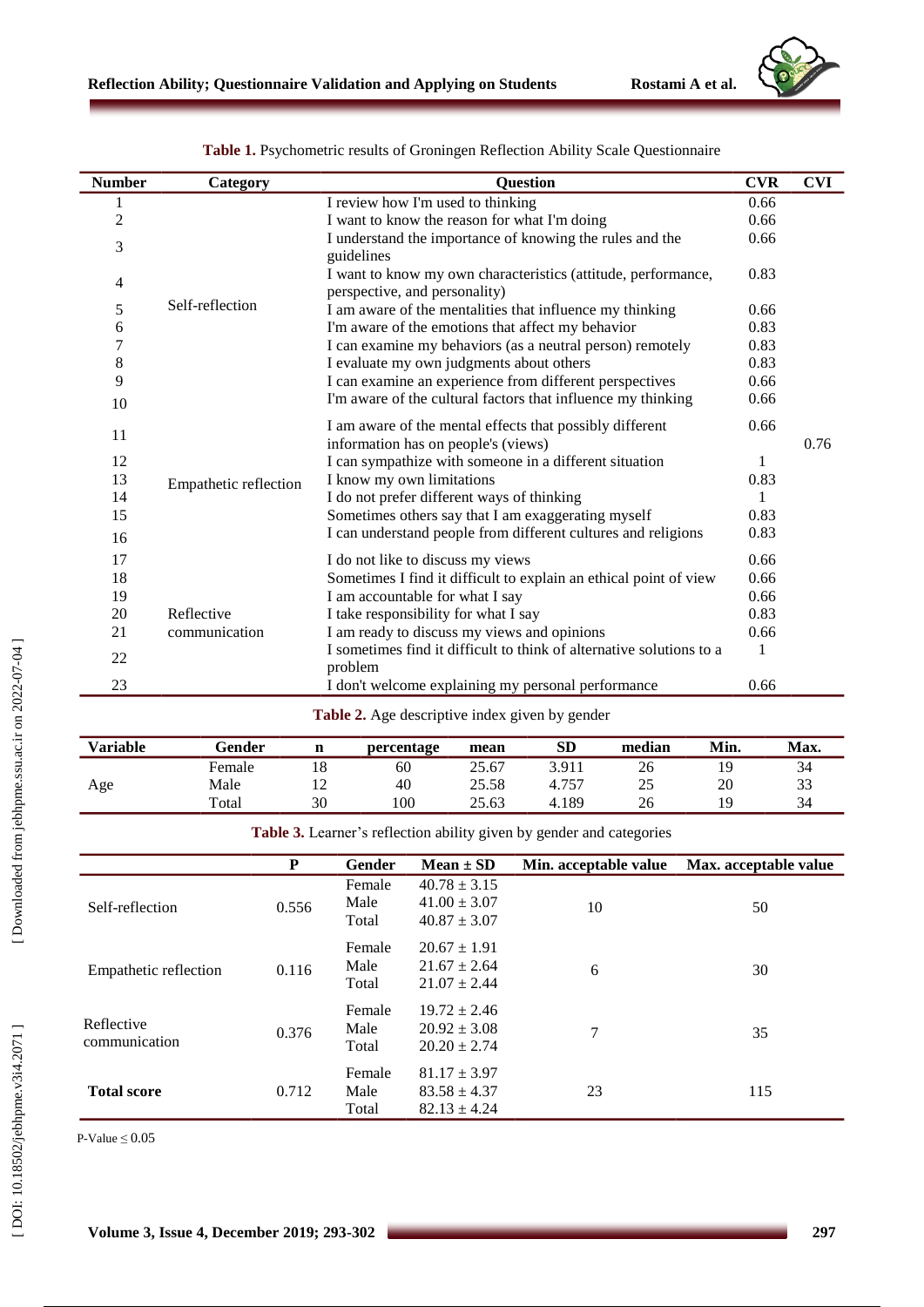**Table 1.** Psychometric results of Groningen Reflection Ability Scale Questionnaire

| Number | Category | Question | CVR | CVI |
|---|---|---|---|---|
| 1 | Self-reflection | I review how I'm used to thinking | 0.66 | 0.76 |
| 2 | | I want to know the reason for what I'm doing | 0.66 | |
| 3 | | I understand the importance of knowing the rules and the guidelines | 0.66 | |
| 4 | | I want to know my own characteristics (attitude, performance, perspective, and personality) | 0.83 | |
| 5 | | I am aware of the mentalities that influence my thinking | 0.66 | |
| 6 | | I'm aware of the emotions that affect my behavior | 0.83 | |
| 7 | | I can examine my behaviors (as a neutral person) remotely | 0.83 | |
| 8 | | I evaluate my own judgments about others | 0.83 | |
| 9 | | I can examine an experience from different perspectives | 0.66 | |
| 10 | | I'm aware of the cultural factors that influence my thinking | 0.66 | |
| 11 | Empathetic reflection | I am aware of the mental effects that possibly different information has on people's (views) | 0.66 | |
| 12 | | I can sympathize with someone in a different situation | 1 | |
| 13 | | I know my own limitations | 0.83 | |
| 14 | | I do not prefer different ways of thinking | 1 | |
| 15 | | Sometimes others say that I am exaggerating myself | 0.83 | |
| 16 | | I can understand people from different cultures and religions | 0.83 | |
| 17 | Reflective communication | I do not like to discuss my views | 0.66 | |
| 18 | | Sometimes I find it difficult to explain an ethical point of view | 0.66 | |
| 19 | | I am accountable for what I say | 0.66 | |
| 20 | | I take responsibility for what I say | 0.83 | |
| 21 | | I am ready to discuss my views and opinions | 0.66 | |
| 22 | | I sometimes find it difficult to think of alternative solutions to a problem | 1 | |
| 23 | | I don't welcome explaining my personal performance | 0.66 | |

**Table 2.** Age descriptive index given by gender

| Variable | Gender | n | percentage | mean | SD | median | Min. | Max. |
|---|---|---|---|---|---|---|---|---|
| Age | Female | 18 | 60 | 25.67 | 3.911 | 26 | 19 | 34 |
| | Male | 12 | 40 | 25.58 | 4.757 | 25 | 20 | 33 |
| | Total | 30 | 100 | 25.63 | 4.189 | 26 | 19 | 34 |

**Table 3.** Learner's reflection ability given by gender and categories

| | P | Gender | Mean ± SD | Min. acceptable value | Max. acceptable value |
|---|---|---|---|---|---|
| Self-reflection | 0.556 | Female | 40.78 ± 3.15 | 10 | 50 |
| | | Male | 41.00 ± 3.07 | | |
| | | Total | 40.87 ± 3.07 | | |
| Empathetic reflection | 0.116 | Female | 20.67 ± 1.91 | 6 | 30 |
| | | Male | 21.67 ± 2.64 | | |
| | | Total | 21.07 ± 2.44 | | |
| Reflective communication | 0.376 | Female | 19.72 ± 2.46 | 7 | 35 |
| | | Male | 20.92 ± 3.08 | | |
| | | Total | 20.20 ± 2.74 | | |
| **Total score** | 0.712 | Female | 81.17 ± 3.97 | 23 | 115 |
| | | Male | 83.58 ± 4.37 | | |
| | | Total | 82.13 ± 4.24 | | |

P-Value ≤ 0.05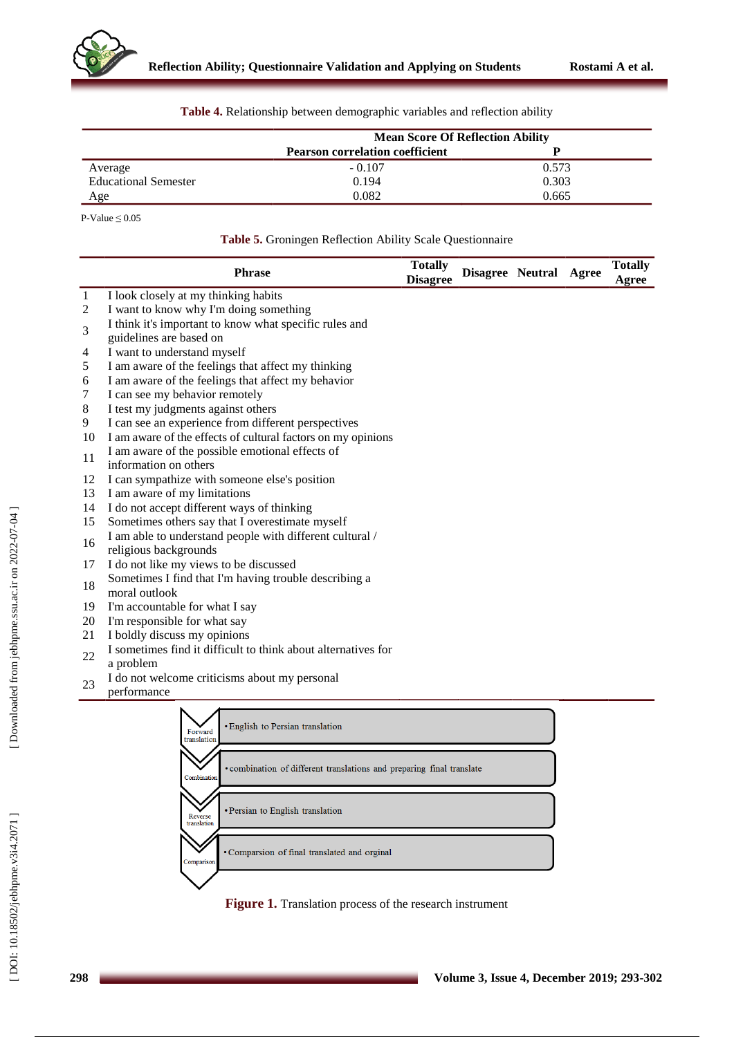**Table 4.** Relationship between demographic variables and reflection ability

| | Mean Score Of Reflection Ability | |
|---|---|---|
| | **Pearson correlation coefficient** | **P** |
| Average | - 0.107 | 0.573 |
| Educational Semester | 0.194 | 0.303 |
| Age | 0.082 | 0.665 |

P-Value ≤ 0.05

**Table 5.** Groningen Reflection Ability Scale Questionnaire

| | Phrase | Totally Disagree | Disagree | Neutral | Agree | Totally Agree |
|---|---|---|---|---|---|---|
| 1 | I look closely at my thinking habits | | | | | |
| 2 | I want to know why I'm doing something | | | | | |
| 3 | I think it's important to know what specific rules and guidelines are based on | | | | | |
| 4 | I want to understand myself | | | | | |
| 5 | I am aware of the feelings that affect my thinking | | | | | |
| 6 | I am aware of the feelings that affect my behavior | | | | | |
| 7 | I can see my behavior remotely | | | | | |
| 8 | I test my judgments against others | | | | | |
| 9 | I can see an experience from different perspectives | | | | | |
| 10 | I am aware of the effects of cultural factors on my opinions | | | | | |
| 11 | I am aware of the possible emotional effects of information on others | | | | | |
| 12 | I can sympathize with someone else's position | | | | | |
| 13 | I am aware of my limitations | | | | | |
| 14 | I do not accept different ways of thinking | | | | | |
| 15 | Sometimes others say that I overestimate myself | | | | | |
| 16 | I am able to understand people with different cultural / religious backgrounds | | | | | |
| 17 | I do not like my views to be discussed | | | | | |
| 18 | Sometimes I find that I'm having trouble describing a moral outlook | | | | | |
| 19 | I'm accountable for what I say | | | | | |
| 20 | I'm responsible for what say | | | | | |
| 21 | I boldly discuss my opinions | | | | | |
| 22 | I sometimes find it difficult to think about alternatives for a problem | | | | | |
| 23 | I do not welcome criticisms about my personal performance | | | | | |

- Forward translation: English to Persian translation
- Combination: combination of different translations and preparing final translate
- Reverse translation: Persian to English translation
- Comparison: Comparsion of final translated and orginal

**Figure 1.** Translation process of the research instrument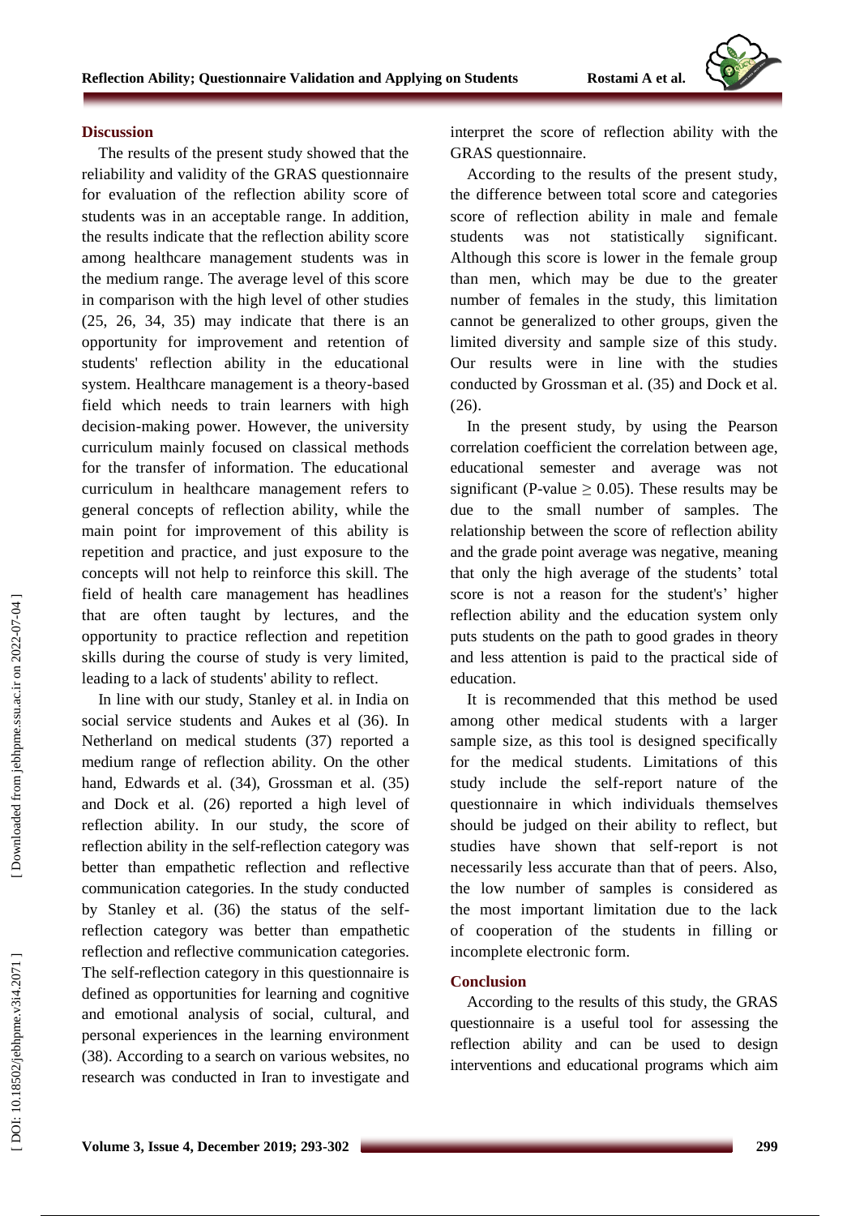## Discussion

The results of the present study showed that the reliability and validity of the GRAS questionnaire for evaluation of the reflection ability score of students was in an acceptable range. In addition, the results indicate that the reflection ability score among healthcare management students was in the medium range. The average level of this score in comparison with the high level of other studies (25, 26, 34, 35) may indicate that there is an opportunity for improvement and retention of students' reflection ability in the educational system. Healthcare management is a theory-based field which needs to train learners with high decision-making power. However, the university curriculum mainly focused on classical methods for the transfer of information. The educational curriculum in healthcare management refers to general concepts of reflection ability, while the main point for improvement of this ability is repetition and practice, and just exposure to the concepts will not help to reinforce this skill. The field of health care management has headlines that are often taught by lectures, and the opportunity to practice reflection and repetition skills during the course of study is very limited, leading to a lack of students' ability to reflect.

In line with our study, Stanley et al. in India on social service students and Aukes et al (36). In Netherland on medical students (37) reported a medium range of reflection ability. On the other hand, Edwards et al. (34), Grossman et al. (35) and Dock et al. (26) reported a high level of reflection ability. In our study, the score of reflection ability in the self-reflection category was better than empathetic reflection and reflective communication categories. In the study conducted by Stanley et al. (36) the status of the self-reflection category was better than empathetic reflection and reflective communication categories. The self-reflection category in this questionnaire is defined as opportunities for learning and cognitive and emotional analysis of social, cultural, and personal experiences in the learning environment (38). According to a search on various websites, no research was conducted in Iran to investigate and interpret the score of reflection ability with the GRAS questionnaire.

According to the results of the present study, the difference between total score and categories score of reflection ability in male and female students was not statistically significant. Although this score is lower in the female group than men, which may be due to the greater number of females in the study, this limitation cannot be generalized to other groups, given the limited diversity and sample size of this study. Our results were in line with the studies conducted by Grossman et al. (35) and Dock et al. (26).

In the present study, by using the Pearson correlation coefficient the correlation between age, educational semester and average was not significant (P-value $\geq 0.05$). These results may be due to the small number of samples. The relationship between the score of reflection ability and the grade point average was negative, meaning that only the high average of the students' total score is not a reason for the student's' higher reflection ability and the education system only puts students on the path to good grades in theory and less attention is paid to the practical side of education.

It is recommended that this method be used among other medical students with a larger sample size, as this tool is designed specifically for the medical students. Limitations of this study include the self-report nature of the questionnaire in which individuals themselves should be judged on their ability to reflect, but studies have shown that self-report is not necessarily less accurate than that of peers. Also, the low number of samples is considered as the most important limitation due to the lack of cooperation of the students in filling or incomplete electronic form.

## Conclusion

According to the results of this study, the GRAS questionnaire is a useful tool for assessing the reflection ability and can be used to design interventions and educational programs which aim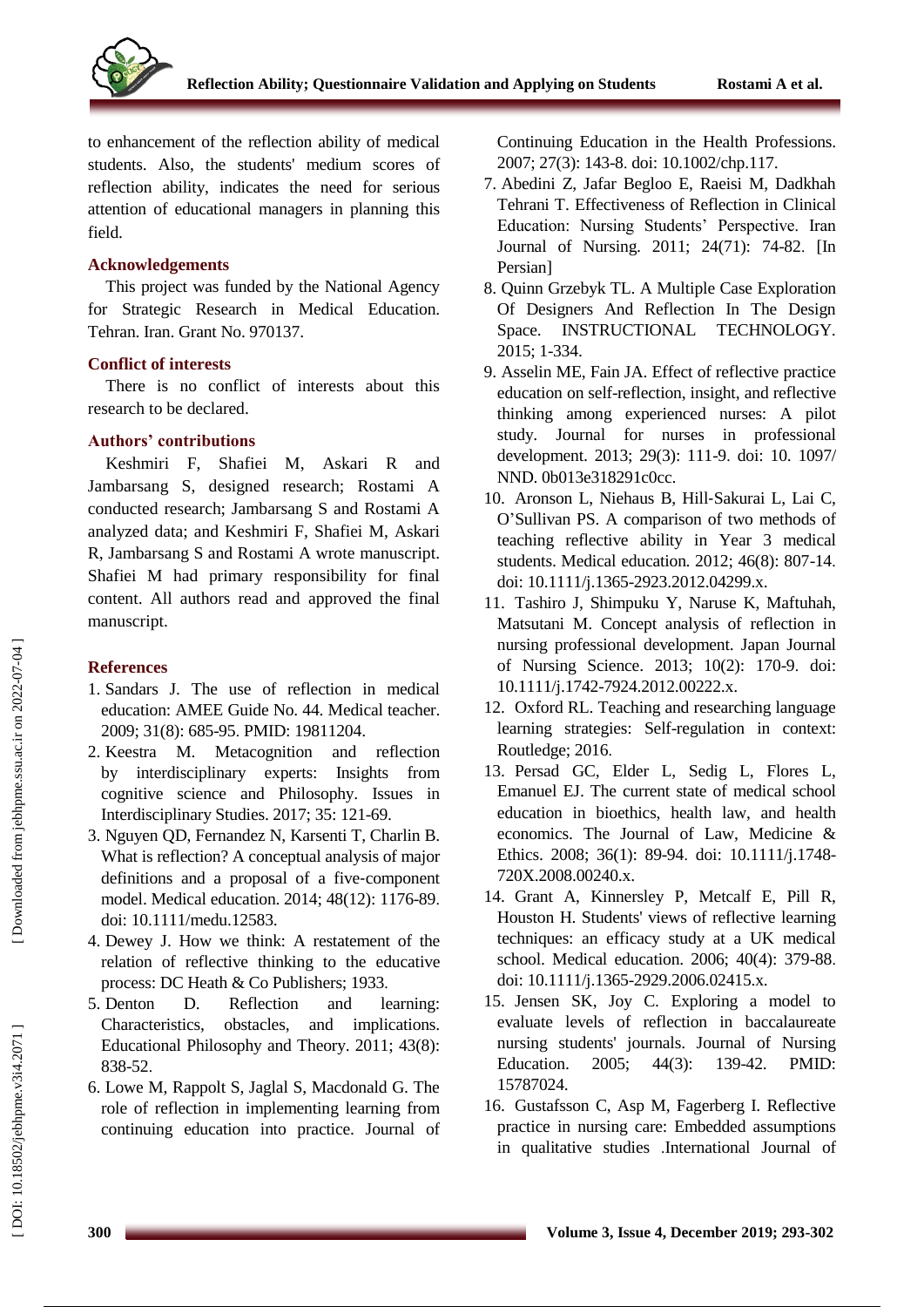to enhancement of the reflection ability of medical students. Also, the students' medium scores of reflection ability, indicates the need for serious attention of educational managers in planning this field.

## Acknowledgements

This project was funded by the National Agency for Strategic Research in Medical Education. Tehran. Iran. Grant No. 970137.

## Conflict of interests

There is no conflict of interests about this research to be declared.

## Authors' contributions

Keshmiri F, Shafiei M, Askari R and Jambarsang S, designed research; Rostami A conducted research; Jambarsang S and Rostami A analyzed data; and Keshmiri F, Shafiei M, Askari R, Jambarsang S and Rostami A wrote manuscript. Shafiei M had primary responsibility for final content. All authors read and approved the final manuscript.

## References

1. Sandars J. The use of reflection in medical education: AMEE Guide No. 44. Medical teacher. 2009; 31(8): 685-95. PMID: 19811204.
2. Keestra M. Metacognition and reflection by interdisciplinary experts: Insights from cognitive science and Philosophy. Issues in Interdisciplinary Studies. 2017; 35: 121-69.
3. Nguyen QD, Fernandez N, Karsenti T, Charlin B. What is reflection? A conceptual analysis of major definitions and a proposal of a five-component model. Medical education. 2014; 48(12): 1176-89. doi: 10.1111/medu.12583.
4. Dewey J. How we think: A restatement of the relation of reflective thinking to the educative process: DC Heath & Co Publishers; 1933.
5. Denton D. Reflection and learning: Characteristics, obstacles, and implications. Educational Philosophy and Theory. 2011; 43(8): 838-52.
6. Lowe M, Rappolt S, Jaglal S, Macdonald G. The role of reflection in implementing learning from continuing education into practice. Journal of Continuing Education in the Health Professions. 2007; 27(3): 143-8. doi: 10.1002/chp.117.
7. Abedini Z, Jafar Begloo E, Raeisi M, Dadkhah Tehrani T. Effectiveness of Reflection in Clinical Education: Nursing Students' Perspective. Iran Journal of Nursing. 2011; 24(71): 74-82. [In Persian]
8. Quinn Grzebyk TL. A Multiple Case Exploration Of Designers And Reflection In The Design Space. INSTRUCTIONAL TECHNOLOGY. 2015; 1-334.
9. Asselin ME, Fain JA. Effect of reflective practice education on self-reflection, insight, and reflective thinking among experienced nurses: A pilot study. Journal for nurses in professional development. 2013; 29(3): 111-9. doi: 10. 1097/ NND. 0b013e318291c0cc.
10. Aronson L, Niehaus B, Hill-Sakurai L, Lai C, O'Sullivan PS. A comparison of two methods of teaching reflective ability in Year 3 medical students. Medical education. 2012; 46(8): 807-14. doi: 10.1111/j.1365-2923.2012.04299.x.
11. Tashiro J, Shimpuku Y, Naruse K, Maftuhah, Matsutani M. Concept analysis of reflection in nursing professional development. Japan Journal of Nursing Science. 2013; 10(2): 170-9. doi: 10.1111/j.1742-7924.2012.00222.x.
12. Oxford RL. Teaching and researching language learning strategies: Self-regulation in context: Routledge; 2016.
13. Persad GC, Elder L, Sedig L, Flores L, Emanuel EJ. The current state of medical school education in bioethics, health law, and health economics. The Journal of Law, Medicine & Ethics. 2008; 36(1): 89-94. doi: 10.1111/j.1748-720X.2008.00240.x.
14. Grant A, Kinnersley P, Metcalf E, Pill R, Houston H. Students' views of reflective learning techniques: an efficacy study at a UK medical school. Medical education. 2006; 40(4): 379-88. doi: 10.1111/j.1365-2929.2006.02415.x.
15. Jensen SK, Joy C. Exploring a model to evaluate levels of reflection in baccalaureate nursing students' journals. Journal of Nursing Education. 2005; 44(3): 139-42. PMID: 15787024.
16. Gustafsson C, Asp M, Fagerberg I. Reflective practice in nursing care: Embedded assumptions in qualitative studies .International Journal of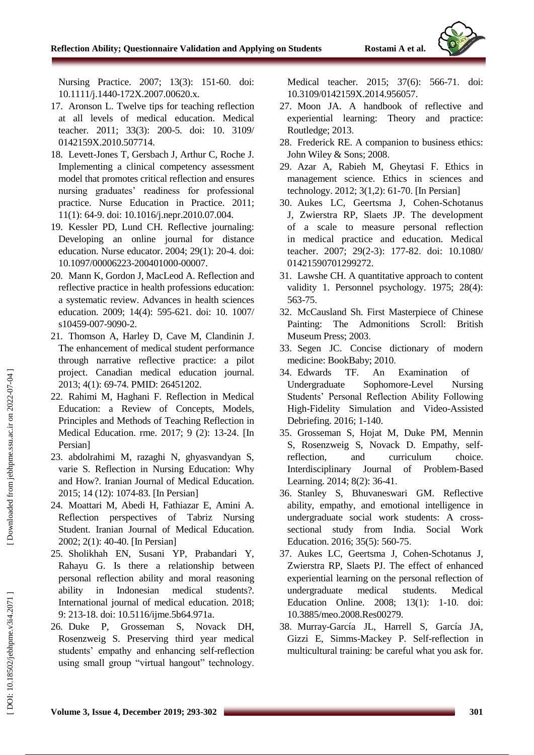Nursing Practice. 2007; 13(3): 151-60. doi: 10.1111/j.1440-172X.2007.00620.x.

17. Aronson L. Twelve tips for teaching reflection at all levels of medical education. Medical teacher. 2011; 33(3): 200-5. doi: 10. 3109/ 0142159X.2010.507714.
18. Levett-Jones T, Gersbach J, Arthur C, Roche J. Implementing a clinical competency assessment model that promotes critical reflection and ensures nursing graduates' readiness for professional practice. Nurse Education in Practice. 2011; 11(1): 64-9. doi: 10.1016/j.nepr.2010.07.004.
19. Kessler PD, Lund CH. Reflective journaling: Developing an online journal for distance education. Nurse educator. 2004; 29(1): 20-4. doi: 10.1097/00006223-200401000-00007.
20. Mann K, Gordon J, MacLeod A. Reflection and reflective practice in health professions education: a systematic review. Advances in health sciences education. 2009; 14(4): 595-621. doi: 10. 1007/ s10459-007-9090-2.
21. Thomson A, Harley D, Cave M, Clandinin J. The enhancement of medical student performance through narrative reflective practice: a pilot project. Canadian medical education journal. 2013; 4(1): 69-74. PMID: 26451202.
22. Rahimi M, Haghani F. Reflection in Medical Education: a Review of Concepts, Models, Principles and Methods of Teaching Reflection in Medical Education. rme. 2017; 9 (2): 13-24. [In Persian]
23. abdolrahimi M, razaghi N, ghyasvandyan S, varie S. Reflection in Nursing Education: Why and How?. Iranian Journal of Medical Education. 2015; 14 (12): 1074-83. [In Persian]
24. Moattari M, Abedi H, Fathiazar E, Amini A. Reflection perspectives of Tabriz Nursing Student. Iranian Journal of Medical Education. 2002; 2(1): 40-40. [In Persian]
25. Sholikhah EN, Susani YP, Prabandari Y, Rahayu G. Is there a relationship between personal reflection ability and moral reasoning ability in Indonesian medical students?. International journal of medical education. 2018; 9: 213-18. doi: 10.5116/ijme.5b64.971a.
26. Duke P, Grosseman S, Novack DH, Rosenzweig S. Preserving third year medical students' empathy and enhancing self-reflection using small group "virtual hangout" technology. Medical teacher. 2015; 37(6): 566-71. doi: 10.3109/0142159X.2014.956057.
27. Moon JA. A handbook of reflective and experiential learning: Theory and practice: Routledge; 2013.
28. Frederick RE. A companion to business ethics: John Wiley & Sons; 2008.
29. Azar A, Rabieh M, Gheytasi F. Ethics in management science. Ethics in sciences and technology. 2012; 3(1,2): 61-70. [In Persian]
30. Aukes LC, Geertsma J, Cohen-Schotanus J, Zwierstra RP, Slaets JP. The development of a scale to measure personal reflection in medical practice and education. Medical teacher. 2007; 29(2-3): 177-82. doi: 10.1080/ 01421590701299272.
31. Lawshe CH. A quantitative approach to content validity 1. Personnel psychology. 1975; 28(4): 563-75.
32. McCausland Sh. First Masterpiece of Chinese Painting: The Admonitions Scroll: British Museum Press; 2003.
33. Segen JC. Concise dictionary of modern medicine: BookBaby; 2010.
34. Edwards TF. An Examination of Undergraduate Sophomore-Level Nursing Students' Personal Reflection Ability Following High-Fidelity Simulation and Video-Assisted Debriefing. 2016; 1-140.
35. Grosseman S, Hojat M, Duke PM, Mennin S, Rosenzweig S, Novack D. Empathy, self-reflection, and curriculum choice. Interdisciplinary Journal of Problem-Based Learning. 2014; 8(2): 36-41.
36. Stanley S, Bhuvaneswari GM. Reflective ability, empathy, and emotional intelligence in undergraduate social work students: A cross-sectional study from India. Social Work Education. 2016; 35(5): 560-75.
37. Aukes LC, Geertsma J, Cohen-Schotanus J, Zwierstra RP, Slaets PJ. The effect of enhanced experiential learning on the personal reflection of undergraduate medical students. Medical Education Online. 2008; 13(1): 1-10. doi: 10.3885/meo.2008.Res00279.
38. Murray-García JL, Harrell S, García JA, Gizzi E, Simms-Mackey P. Self-reflection in multicultural training: be careful what you ask for.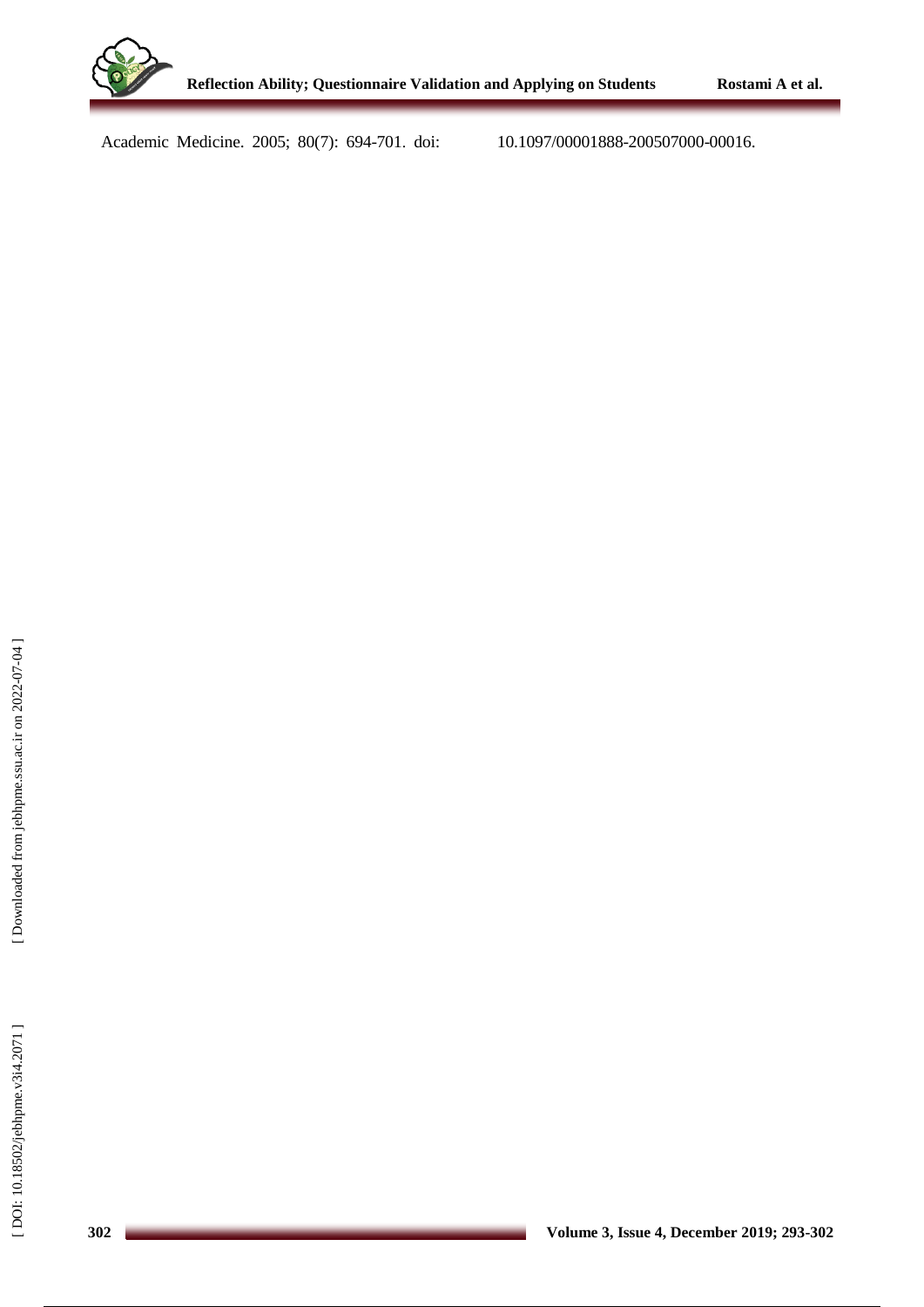Academic Medicine. 2005; 80(7): 694-701. doi: 10.1097/00001888-200507000-00016.